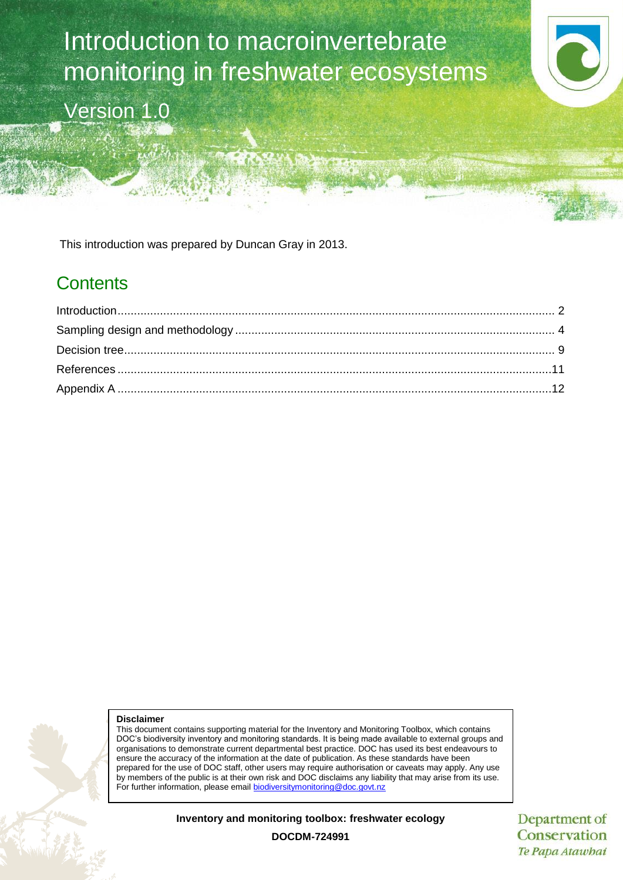# Introduction to macroinvertebrate monitoring in freshwater ecosystems

Version 1.0

This introduction was prepared by Duncan Gray in 2013.

## Contents

Introduction .......... 2

Sampling design and methodology .......... 4

Decision tree .......... 9

References .......... 11

Appendix A .......... 12

**Disclaimer**

This document contains supporting material for the Inventory and Monitoring Toolbox, which contains DOC's biodiversity inventory and monitoring standards. It is being made available to external groups and organisations to demonstrate current departmental best practice. DOC has used its best endeavours to ensure the accuracy of the information at the date of publication. As these standards have been prepared for the use of DOC staff, other users may require authorisation or caveats may apply. Any use by members of the public is at their own risk and DOC disclaims any liability that may arise from its use. For further information, please email biodiversitymonitoring@doc.govt.nz

**Inventory and monitoring toolbox: freshwater ecology**

**DOCDM-724991**

Department of Conservation
*Te Papa Atawhai*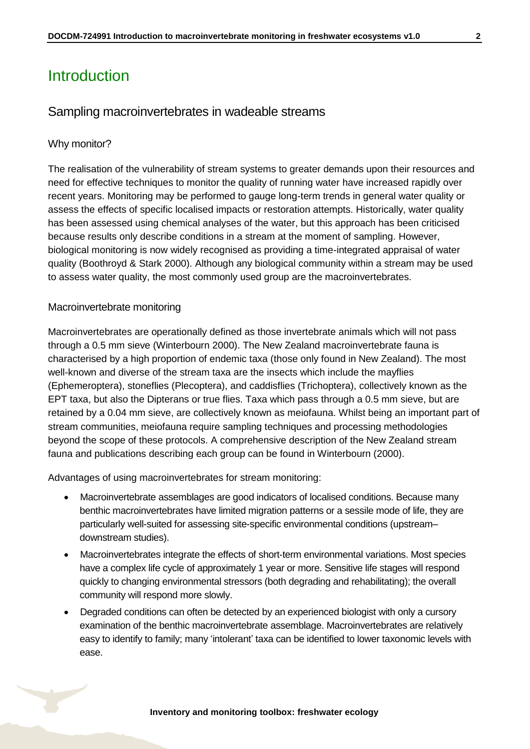# Introduction

## Sampling macroinvertebrates in wadeable streams

### Why monitor?

The realisation of the vulnerability of stream systems to greater demands upon their resources and need for effective techniques to monitor the quality of running water have increased rapidly over recent years. Monitoring may be performed to gauge long-term trends in general water quality or assess the effects of specific localised impacts or restoration attempts. Historically, water quality has been assessed using chemical analyses of the water, but this approach has been criticised because results only describe conditions in a stream at the moment of sampling. However, biological monitoring is now widely recognised as providing a time-integrated appraisal of water quality (Boothroyd & Stark 2000). Although any biological community within a stream may be used to assess water quality, the most commonly used group are the macroinvertebrates.

### Macroinvertebrate monitoring

Macroinvertebrates are operationally defined as those invertebrate animals which will not pass through a 0.5 mm sieve (Winterbourn 2000). The New Zealand macroinvertebrate fauna is characterised by a high proportion of endemic taxa (those only found in New Zealand). The most well-known and diverse of the stream taxa are the insects which include the mayflies (Ephemeroptera), stoneflies (Plecoptera), and caddisflies (Trichoptera), collectively known as the EPT taxa, but also the Dipterans or true flies. Taxa which pass through a 0.5 mm sieve, but are retained by a 0.04 mm sieve, are collectively known as meiofauna. Whilst being an important part of stream communities, meiofauna require sampling techniques and processing methodologies beyond the scope of these protocols. A comprehensive description of the New Zealand stream fauna and publications describing each group can be found in Winterbourn (2000).

Advantages of using macroinvertebrates for stream monitoring:

- Macroinvertebrate assemblages are good indicators of localised conditions. Because many benthic macroinvertebrates have limited migration patterns or a sessile mode of life, they are particularly well-suited for assessing site-specific environmental conditions (upstream–downstream studies).
- Macroinvertebrates integrate the effects of short-term environmental variations. Most species have a complex life cycle of approximately 1 year or more. Sensitive life stages will respond quickly to changing environmental stressors (both degrading and rehabilitating); the overall community will respond more slowly.
- Degraded conditions can often be detected by an experienced biologist with only a cursory examination of the benthic macroinvertebrate assemblage. Macroinvertebrates are relatively easy to identify to family; many 'intolerant' taxa can be identified to lower taxonomic levels with ease.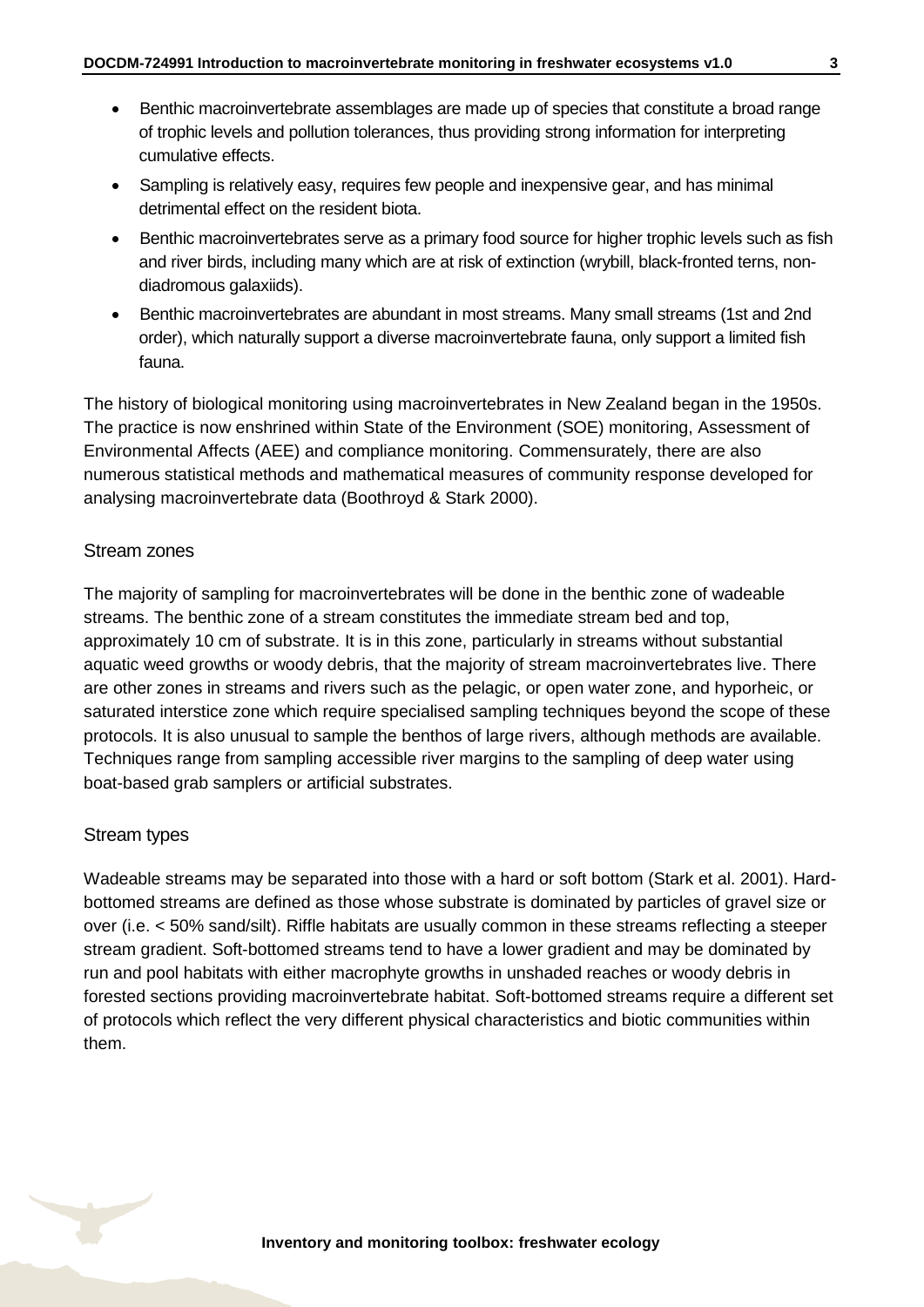- Benthic macroinvertebrate assemblages are made up of species that constitute a broad range of trophic levels and pollution tolerances, thus providing strong information for interpreting cumulative effects.
- Sampling is relatively easy, requires few people and inexpensive gear, and has minimal detrimental effect on the resident biota.
- Benthic macroinvertebrates serve as a primary food source for higher trophic levels such as fish and river birds, including many which are at risk of extinction (wrybill, black-fronted terns, non-diadromous galaxiids).
- Benthic macroinvertebrates are abundant in most streams. Many small streams (1st and 2nd order), which naturally support a diverse macroinvertebrate fauna, only support a limited fish fauna.

The history of biological monitoring using macroinvertebrates in New Zealand began in the 1950s. The practice is now enshrined within State of the Environment (SOE) monitoring, Assessment of Environmental Affects (AEE) and compliance monitoring. Commensurately, there are also numerous statistical methods and mathematical measures of community response developed for analysing macroinvertebrate data (Boothroyd & Stark 2000).

## Stream zones

The majority of sampling for macroinvertebrates will be done in the benthic zone of wadeable streams. The benthic zone of a stream constitutes the immediate stream bed and top, approximately 10 cm of substrate. It is in this zone, particularly in streams without substantial aquatic weed growths or woody debris, that the majority of stream macroinvertebrates live. There are other zones in streams and rivers such as the pelagic, or open water zone, and hyporheic, or saturated interstice zone which require specialised sampling techniques beyond the scope of these protocols. It is also unusual to sample the benthos of large rivers, although methods are available. Techniques range from sampling accessible river margins to the sampling of deep water using boat-based grab samplers or artificial substrates.

## Stream types

Wadeable streams may be separated into those with a hard or soft bottom (Stark et al. 2001). Hard-bottomed streams are defined as those whose substrate is dominated by particles of gravel size or over (i.e. < 50% sand/silt). Riffle habitats are usually common in these streams reflecting a steeper stream gradient. Soft-bottomed streams tend to have a lower gradient and may be dominated by run and pool habitats with either macrophyte growths in unshaded reaches or woody debris in forested sections providing macroinvertebrate habitat. Soft-bottomed streams require a different set of protocols which reflect the very different physical characteristics and biotic communities within them.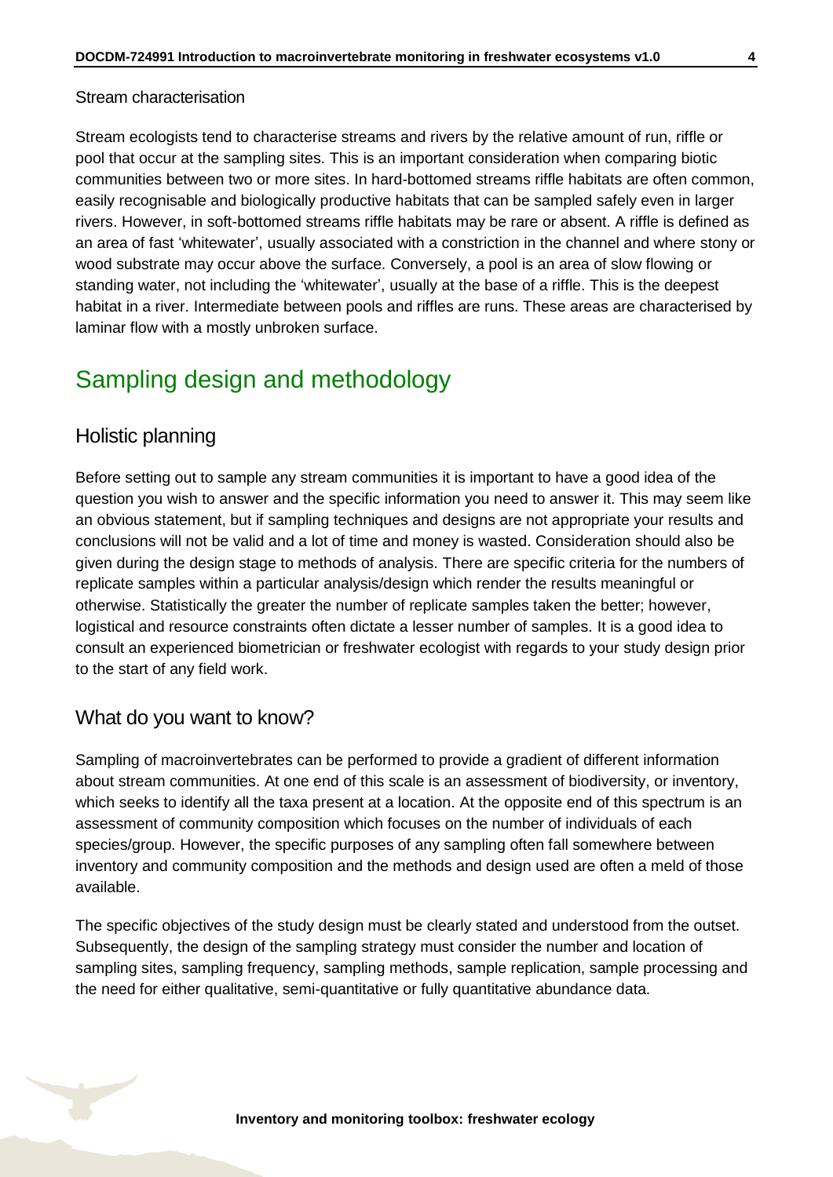Stream characterisation

Stream ecologists tend to characterise streams and rivers by the relative amount of run, riffle or pool that occur at the sampling sites. This is an important consideration when comparing biotic communities between two or more sites. In hard-bottomed streams riffle habitats are often common, easily recognisable and biologically productive habitats that can be sampled safely even in larger rivers. However, in soft-bottomed streams riffle habitats may be rare or absent. A riffle is defined as an area of fast 'whitewater', usually associated with a constriction in the channel and where stony or wood substrate may occur above the surface. Conversely, a pool is an area of slow flowing or standing water, not including the 'whitewater', usually at the base of a riffle. This is the deepest habitat in a river. Intermediate between pools and riffles are runs. These areas are characterised by laminar flow with a mostly unbroken surface.

# Sampling design and methodology

## Holistic planning

Before setting out to sample any stream communities it is important to have a good idea of the question you wish to answer and the specific information you need to answer it. This may seem like an obvious statement, but if sampling techniques and designs are not appropriate your results and conclusions will not be valid and a lot of time and money is wasted. Consideration should also be given during the design stage to methods of analysis. There are specific criteria for the numbers of replicate samples within a particular analysis/design which render the results meaningful or otherwise. Statistically the greater the number of replicate samples taken the better; however, logistical and resource constraints often dictate a lesser number of samples. It is a good idea to consult an experienced biometrician or freshwater ecologist with regards to your study design prior to the start of any field work.

## What do you want to know?

Sampling of macroinvertebrates can be performed to provide a gradient of different information about stream communities. At one end of this scale is an assessment of biodiversity, or inventory, which seeks to identify all the taxa present at a location. At the opposite end of this spectrum is an assessment of community composition which focuses on the number of individuals of each species/group. However, the specific purposes of any sampling often fall somewhere between inventory and community composition and the methods and design used are often a meld of those available.

The specific objectives of the study design must be clearly stated and understood from the outset. Subsequently, the design of the sampling strategy must consider the number and location of sampling sites, sampling frequency, sampling methods, sample replication, sample processing and the need for either qualitative, semi-quantitative or fully quantitative abundance data.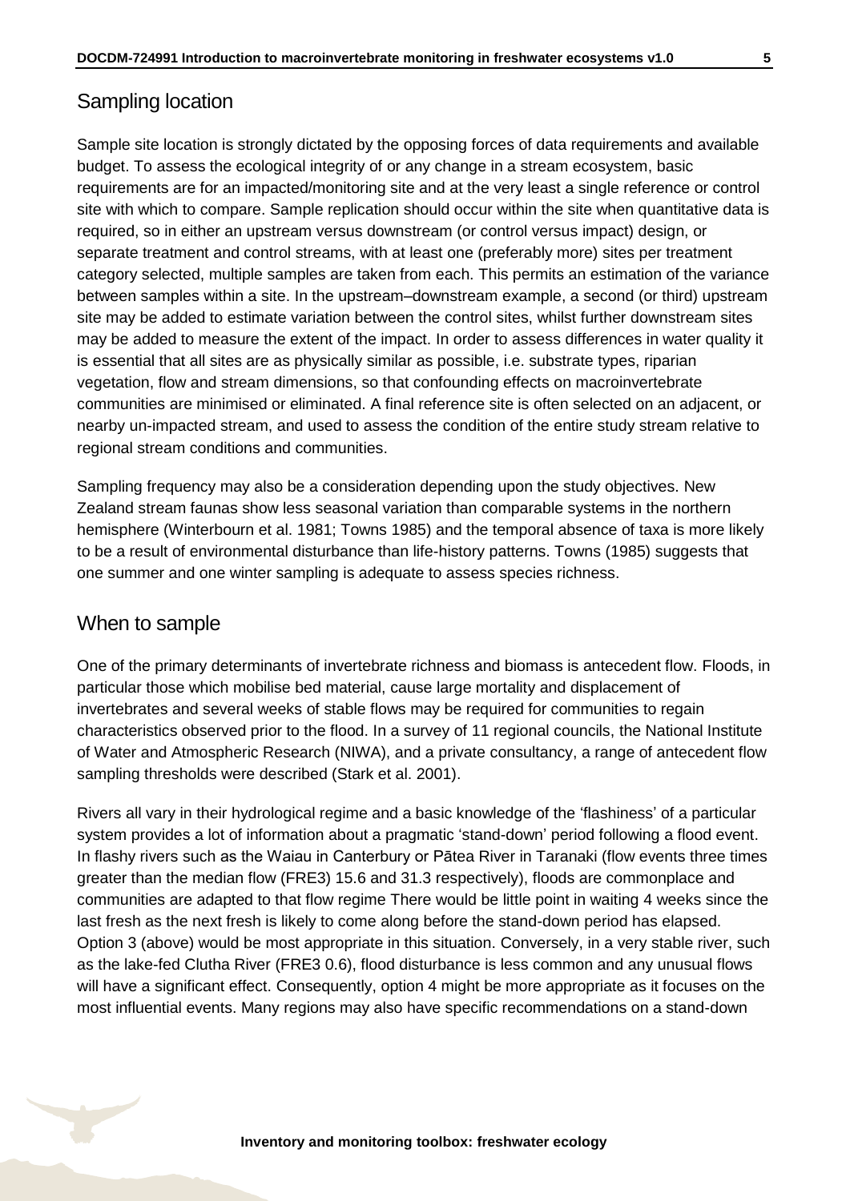## Sampling location

Sample site location is strongly dictated by the opposing forces of data requirements and available budget. To assess the ecological integrity of or any change in a stream ecosystem, basic requirements are for an impacted/monitoring site and at the very least a single reference or control site with which to compare. Sample replication should occur within the site when quantitative data is required, so in either an upstream versus downstream (or control versus impact) design, or separate treatment and control streams, with at least one (preferably more) sites per treatment category selected, multiple samples are taken from each. This permits an estimation of the variance between samples within a site. In the upstream–downstream example, a second (or third) upstream site may be added to estimate variation between the control sites, whilst further downstream sites may be added to measure the extent of the impact. In order to assess differences in water quality it is essential that all sites are as physically similar as possible, i.e. substrate types, riparian vegetation, flow and stream dimensions, so that confounding effects on macroinvertebrate communities are minimised or eliminated. A final reference site is often selected on an adjacent, or nearby un-impacted stream, and used to assess the condition of the entire study stream relative to regional stream conditions and communities.

Sampling frequency may also be a consideration depending upon the study objectives. New Zealand stream faunas show less seasonal variation than comparable systems in the northern hemisphere (Winterbourn et al. 1981; Towns 1985) and the temporal absence of taxa is more likely to be a result of environmental disturbance than life-history patterns. Towns (1985) suggests that one summer and one winter sampling is adequate to assess species richness.

## When to sample

One of the primary determinants of invertebrate richness and biomass is antecedent flow. Floods, in particular those which mobilise bed material, cause large mortality and displacement of invertebrates and several weeks of stable flows may be required for communities to regain characteristics observed prior to the flood. In a survey of 11 regional councils, the National Institute of Water and Atmospheric Research (NIWA), and a private consultancy, a range of antecedent flow sampling thresholds were described (Stark et al. 2001).

Rivers all vary in their hydrological regime and a basic knowledge of the 'flashiness' of a particular system provides a lot of information about a pragmatic 'stand-down' period following a flood event. In flashy rivers such as the Waiau in Canterbury or Pātea River in Taranaki (flow events three times greater than the median flow (FRE3) 15.6 and 31.3 respectively), floods are commonplace and communities are adapted to that flow regime There would be little point in waiting 4 weeks since the last fresh as the next fresh is likely to come along before the stand-down period has elapsed. Option 3 (above) would be most appropriate in this situation. Conversely, in a very stable river, such as the lake-fed Clutha River (FRE3 0.6), flood disturbance is less common and any unusual flows will have a significant effect. Consequently, option 4 might be more appropriate as it focuses on the most influential events. Many regions may also have specific recommendations on a stand-down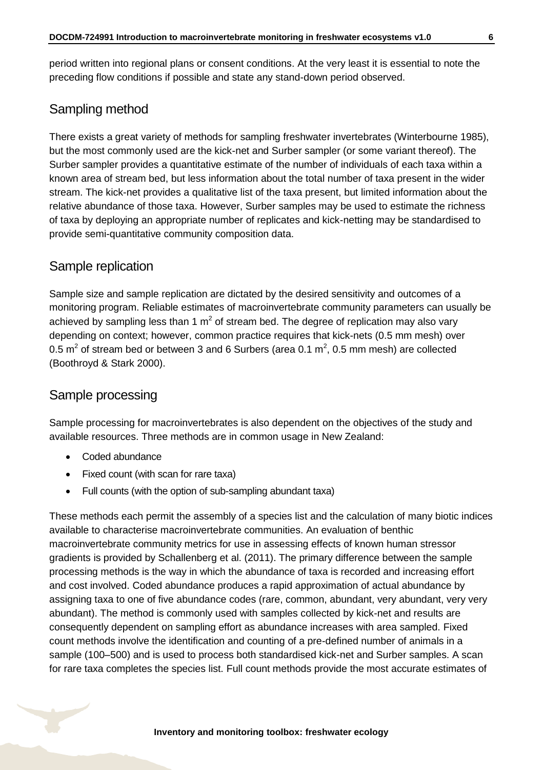period written into regional plans or consent conditions. At the very least it is essential to note the preceding flow conditions if possible and state any stand-down period observed.

## Sampling method

There exists a great variety of methods for sampling freshwater invertebrates (Winterbourne 1985), but the most commonly used are the kick-net and Surber sampler (or some variant thereof). The Surber sampler provides a quantitative estimate of the number of individuals of each taxa within a known area of stream bed, but less information about the total number of taxa present in the wider stream. The kick-net provides a qualitative list of the taxa present, but limited information about the relative abundance of those taxa. However, Surber samples may be used to estimate the richness of taxa by deploying an appropriate number of replicates and kick-netting may be standardised to provide semi-quantitative community composition data.

## Sample replication

Sample size and sample replication are dictated by the desired sensitivity and outcomes of a monitoring program. Reliable estimates of macroinvertebrate community parameters can usually be achieved by sampling less than 1 $m^2$ of stream bed. The degree of replication may also vary depending on context; however, common practice requires that kick-nets (0.5 mm mesh) over 0.5 $m^2$ of stream bed or between 3 and 6 Surbers (area 0.1 $m^2$, 0.5 mm mesh) are collected (Boothroyd & Stark 2000).

## Sample processing

Sample processing for macroinvertebrates is also dependent on the objectives of the study and available resources. Three methods are in common usage in New Zealand:

- Coded abundance
- Fixed count (with scan for rare taxa)
- Full counts (with the option of sub-sampling abundant taxa)

These methods each permit the assembly of a species list and the calculation of many biotic indices available to characterise macroinvertebrate communities. An evaluation of benthic macroinvertebrate community metrics for use in assessing effects of known human stressor gradients is provided by Schallenberg et al. (2011). The primary difference between the sample processing methods is the way in which the abundance of taxa is recorded and increasing effort and cost involved. Coded abundance produces a rapid approximation of actual abundance by assigning taxa to one of five abundance codes (rare, common, abundant, very abundant, very very abundant). The method is commonly used with samples collected by kick-net and results are consequently dependent on sampling effort as abundance increases with area sampled. Fixed count methods involve the identification and counting of a pre-defined number of animals in a sample (100–500) and is used to process both standardised kick-net and Surber samples. A scan for rare taxa completes the species list. Full count methods provide the most accurate estimates of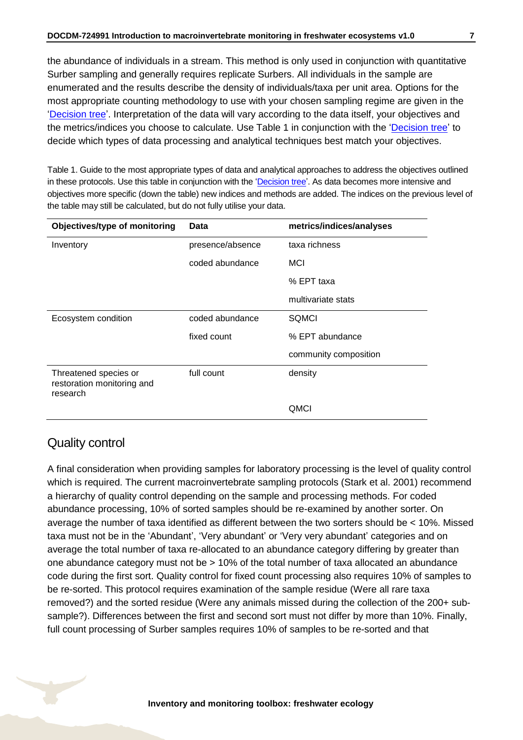the abundance of individuals in a stream. This method is only used in conjunction with quantitative Surber sampling and generally requires replicate Surbers. All individuals in the sample are enumerated and the results describe the density of individuals/taxa per unit area. Options for the most appropriate counting methodology to use with your chosen sampling regime are given in the 'Decision tree'. Interpretation of the data will vary according to the data itself, your objectives and the metrics/indices you choose to calculate. Use Table 1 in conjunction with the 'Decision tree' to decide which types of data processing and analytical techniques best match your objectives.

Table 1. Guide to the most appropriate types of data and analytical approaches to address the objectives outlined in these protocols. Use this table in conjunction with the 'Decision tree'. As data becomes more intensive and objectives more specific (down the table) new indices and methods are added. The indices on the previous level of the table may still be calculated, but do not fully utilise your data.

| Objectives/type of monitoring | Data | metrics/indices/analyses |
|---|---|---|
| Inventory | presence/absence | taxa richness |
| | coded abundance | MCI |
| | | % EPT taxa |
| | | multivariate stats |
| Ecosystem condition | coded abundance | SQMCI |
| | fixed count | % EPT abundance |
| | | community composition |
| Threatened species or restoration monitoring and research | full count | density |
| | | QMCI |

## Quality control

A final consideration when providing samples for laboratory processing is the level of quality control which is required. The current macroinvertebrate sampling protocols (Stark et al. 2001) recommend a hierarchy of quality control depending on the sample and processing methods. For coded abundance processing, 10% of sorted samples should be re-examined by another sorter. On average the number of taxa identified as different between the two sorters should be < 10%. Missed taxa must not be in the 'Abundant', 'Very abundant' or 'Very very abundant' categories and on average the total number of taxa re-allocated to an abundance category differing by greater than one abundance category must not be > 10% of the total number of taxa allocated an abundance code during the first sort. Quality control for fixed count processing also requires 10% of samples to be re-sorted. This protocol requires examination of the sample residue (Were all rare taxa removed?) and the sorted residue (Were any animals missed during the collection of the 200+ sub-sample?). Differences between the first and second sort must not differ by more than 10%. Finally, full count processing of Surber samples requires 10% of samples to be re-sorted and that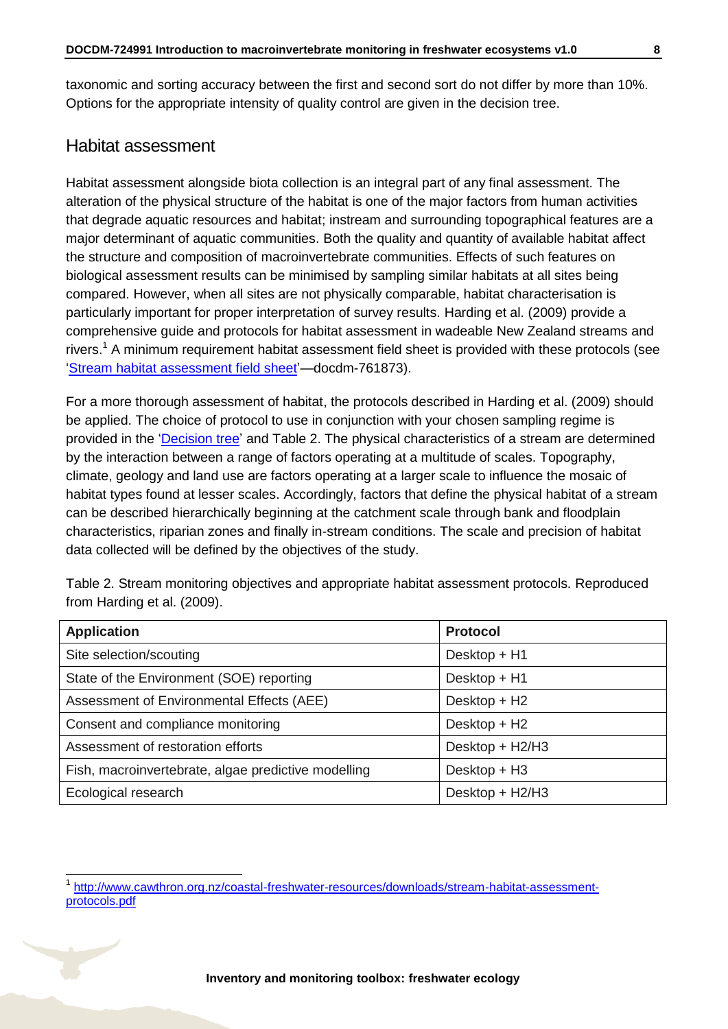taxonomic and sorting accuracy between the first and second sort do not differ by more than 10%. Options for the appropriate intensity of quality control are given in the decision tree.

## Habitat assessment

Habitat assessment alongside biota collection is an integral part of any final assessment. The alteration of the physical structure of the habitat is one of the major factors from human activities that degrade aquatic resources and habitat; instream and surrounding topographical features are a major determinant of aquatic communities. Both the quality and quantity of available habitat affect the structure and composition of macroinvertebrate communities. Effects of such features on biological assessment results can be minimised by sampling similar habitats at all sites being compared. However, when all sites are not physically comparable, habitat characterisation is particularly important for proper interpretation of survey results. Harding et al. (2009) provide a comprehensive guide and protocols for habitat assessment in wadeable New Zealand streams and rivers.[1] A minimum requirement habitat assessment field sheet is provided with these protocols (see 'Stream habitat assessment field sheet'—docdm-761873).

For a more thorough assessment of habitat, the protocols described in Harding et al. (2009) should be applied. The choice of protocol to use in conjunction with your chosen sampling regime is provided in the 'Decision tree' and Table 2. The physical characteristics of a stream are determined by the interaction between a range of factors operating at a multitude of scales. Topography, climate, geology and land use are factors operating at a larger scale to influence the mosaic of habitat types found at lesser scales. Accordingly, factors that define the physical habitat of a stream can be described hierarchically beginning at the catchment scale through bank and floodplain characteristics, riparian zones and finally in-stream conditions. The scale and precision of habitat data collected will be defined by the objectives of the study.

Table 2. Stream monitoring objectives and appropriate habitat assessment protocols. Reproduced from Harding et al. (2009).

| **Application** | **Protocol** |
|---|---|
| Site selection/scouting | Desktop + H1 |
| State of the Environment (SOE) reporting | Desktop + H1 |
| Assessment of Environmental Effects (AEE) | Desktop + H2 |
| Consent and compliance monitoring | Desktop + H2 |
| Assessment of restoration efforts | Desktop + H2/H3 |
| Fish, macroinvertebrate, algae predictive modelling | Desktop + H3 |
| Ecological research | Desktop + H2/H3 |

[1] http://www.cawthron.org.nz/coastal-freshwater-resources/downloads/stream-habitat-assessment-protocols.pdf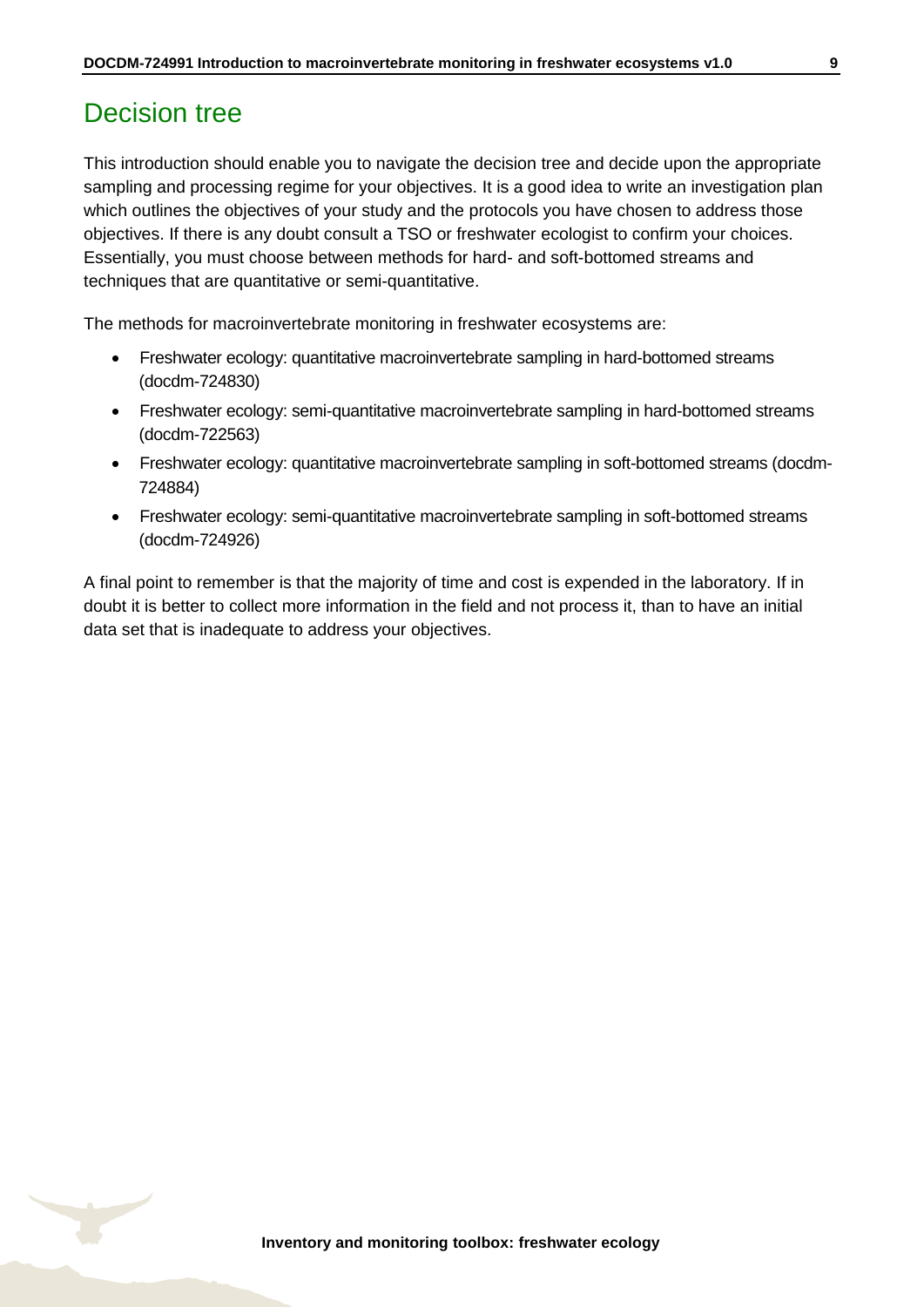# Decision tree

This introduction should enable you to navigate the decision tree and decide upon the appropriate sampling and processing regime for your objectives. It is a good idea to write an investigation plan which outlines the objectives of your study and the protocols you have chosen to address those objectives. If there is any doubt consult a TSO or freshwater ecologist to confirm your choices. Essentially, you must choose between methods for hard- and soft-bottomed streams and techniques that are quantitative or semi-quantitative.

The methods for macroinvertebrate monitoring in freshwater ecosystems are:

- Freshwater ecology: quantitative macroinvertebrate sampling in hard-bottomed streams (docdm-724830)
- Freshwater ecology: semi-quantitative macroinvertebrate sampling in hard-bottomed streams (docdm-722563)
- Freshwater ecology: quantitative macroinvertebrate sampling in soft-bottomed streams (docdm-724884)
- Freshwater ecology: semi-quantitative macroinvertebrate sampling in soft-bottomed streams (docdm-724926)

A final point to remember is that the majority of time and cost is expended in the laboratory. If in doubt it is better to collect more information in the field and not process it, than to have an initial data set that is inadequate to address your objectives.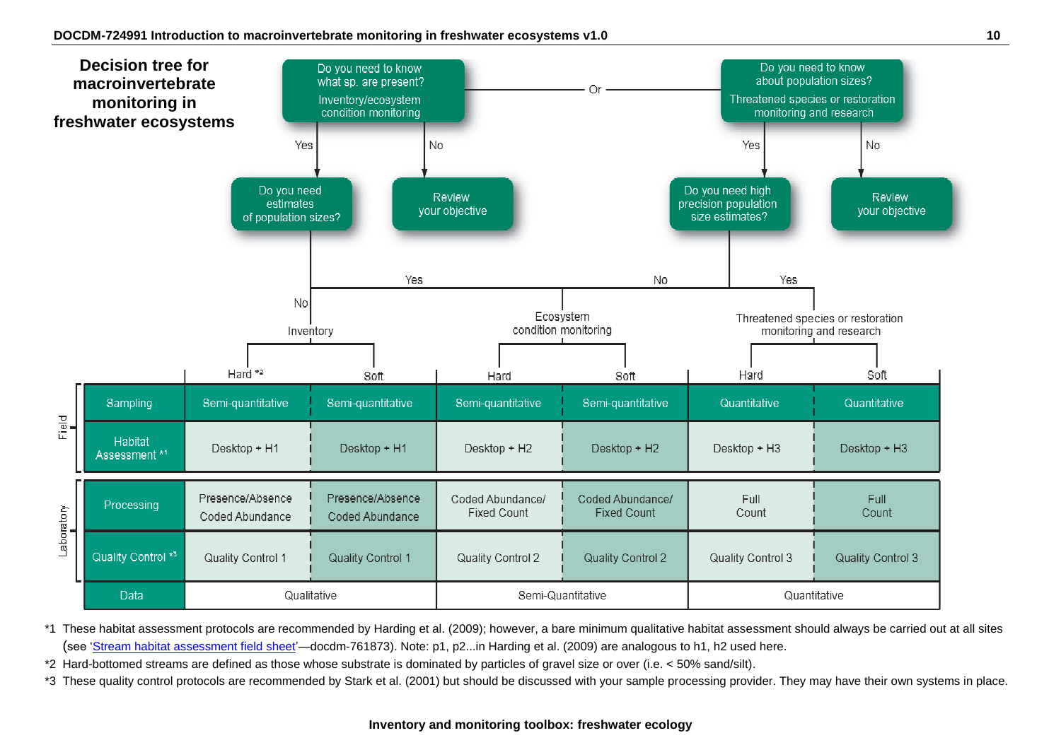# Decision tree for macroinvertebrate monitoring in freshwater ecosystems

Do you need to know what sp. are present? Inventory/ecosystem condition monitoring — Or — Do you need to know about population sizes? Threatened species or restoration monitoring and research

- Do you need to know what sp. are present? (Inventory/ecosystem condition monitoring)
  - Yes → Do you need estimates of population sizes?
    - No → Inventory
    - Yes → Ecosystem condition monitoring
  - No → Review your objective
- Do you need to know about population sizes? (Threatened species or restoration monitoring and research)
  - Yes → Do you need high precision population size estimates?
    - No → Ecosystem condition monitoring
    - Yes → Threatened species or restoration monitoring and research
  - No → Review your objective

| | | Inventory | | Ecosystem condition monitoring | | Threatened species or restoration monitoring and research | |
|---|---|---|---|---|---|---|---|
| | | Hard *2 | Soft | Hard | Soft | Hard | Soft |
| Field | Sampling | Semi-quantitative | Semi-quantitative | Semi-quantitative | Semi-quantitative | Quantitative | Quantitative |
| Field | Habitat Assessment *1 | Desktop + H1 | Desktop + H1 | Desktop + H2 | Desktop + H2 | Desktop + H3 | Desktop + H3 |
| Laboratory | Processing | Presence/Absence Coded Abundance | Presence/Absence Coded Abundance | Coded Abundance/ Fixed Count | Coded Abundance/ Fixed Count | Full Count | Full Count |
| Laboratory | Quality Control *3 | Quality Control 1 | Quality Control 1 | Quality Control 2 | Quality Control 2 | Quality Control 3 | Quality Control 3 |
| | Data | Qualitative | | Semi-Quantitative | | Quantitative | |

*1 These habitat assessment protocols are recommended by Harding et al. (2009); however, a bare minimum qualitative habitat assessment should always be carried out at all sites (see 'Stream habitat assessment field sheet'—docdm-761873). Note: p1, p2...in Harding et al. (2009) are analogous to h1, h2 used here.

*2 Hard-bottomed streams are defined as those whose substrate is dominated by particles of gravel size or over (i.e. < 50% sand/silt).

*3 These quality control protocols are recommended by Stark et al. (2001) but should be discussed with your sample processing provider. They may have their own systems in place.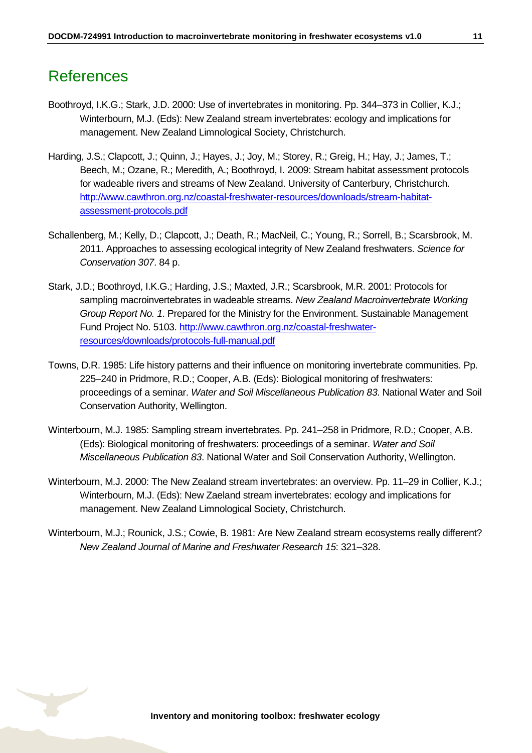# References

Boothroyd, I.K.G.; Stark, J.D. 2000: Use of invertebrates in monitoring. Pp. 344–373 in Collier, K.J.; Winterbourn, M.J. (Eds): New Zealand stream invertebrates: ecology and implications for management. New Zealand Limnological Society, Christchurch.

Harding, J.S.; Clapcott, J.; Quinn, J.; Hayes, J.; Joy, M.; Storey, R.; Greig, H.; Hay, J.; James, T.; Beech, M.; Ozane, R.; Meredith, A.; Boothroyd, I. 2009: Stream habitat assessment protocols for wadeable rivers and streams of New Zealand. University of Canterbury, Christchurch. http://www.cawthron.org.nz/coastal-freshwater-resources/downloads/stream-habitat-assessment-protocols.pdf

Schallenberg, M.; Kelly, D.; Clapcott, J.; Death, R.; MacNeil, C.; Young, R.; Sorrell, B.; Scarsbrook, M. 2011. Approaches to assessing ecological integrity of New Zealand freshwaters. *Science for Conservation 307*. 84 p.

Stark, J.D.; Boothroyd, I.K.G.; Harding, J.S.; Maxted, J.R.; Scarsbrook, M.R. 2001: Protocols for sampling macroinvertebrates in wadeable streams. *New Zealand Macroinvertebrate Working Group Report No. 1*. Prepared for the Ministry for the Environment. Sustainable Management Fund Project No. 5103. http://www.cawthron.org.nz/coastal-freshwater-resources/downloads/protocols-full-manual.pdf

Towns, D.R. 1985: Life history patterns and their influence on monitoring invertebrate communities. Pp. 225–240 in Pridmore, R.D.; Cooper, A.B. (Eds): Biological monitoring of freshwaters: proceedings of a seminar. *Water and Soil Miscellaneous Publication 83*. National Water and Soil Conservation Authority, Wellington.

Winterbourn, M.J. 1985: Sampling stream invertebrates. Pp. 241–258 in Pridmore, R.D.; Cooper, A.B. (Eds): Biological monitoring of freshwaters: proceedings of a seminar. *Water and Soil Miscellaneous Publication 83*. National Water and Soil Conservation Authority, Wellington.

Winterbourn, M.J. 2000: The New Zealand stream invertebrates: an overview. Pp. 11–29 in Collier, K.J.; Winterbourn, M.J. (Eds): New Zaeland stream invertebrates: ecology and implications for management. New Zealand Limnological Society, Christchurch.

Winterbourn, M.J.; Rounick, J.S.; Cowie, B. 1981: Are New Zealand stream ecosystems really different? *New Zealand Journal of Marine and Freshwater Research 15*: 321–328.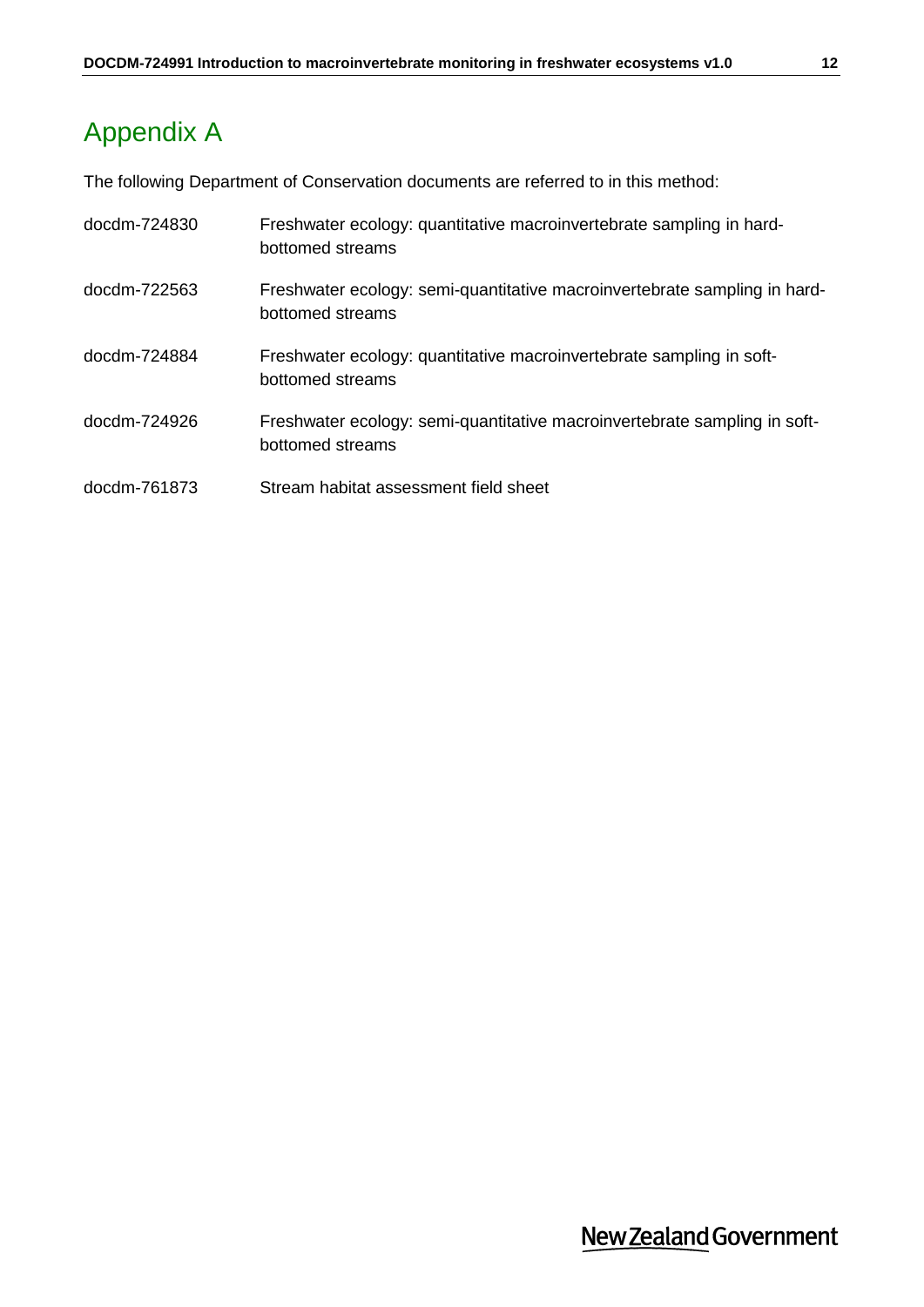# Appendix A

The following Department of Conservation documents are referred to in this method:

| | |
|---|---|
| docdm-724830 | Freshwater ecology: quantitative macroinvertebrate sampling in hard-bottomed streams |
| docdm-722563 | Freshwater ecology: semi-quantitative macroinvertebrate sampling in hard-bottomed streams |
| docdm-724884 | Freshwater ecology: quantitative macroinvertebrate sampling in soft-bottomed streams |
| docdm-724926 | Freshwater ecology: semi-quantitative macroinvertebrate sampling in soft-bottomed streams |
| docdm-761873 | Stream habitat assessment field sheet |